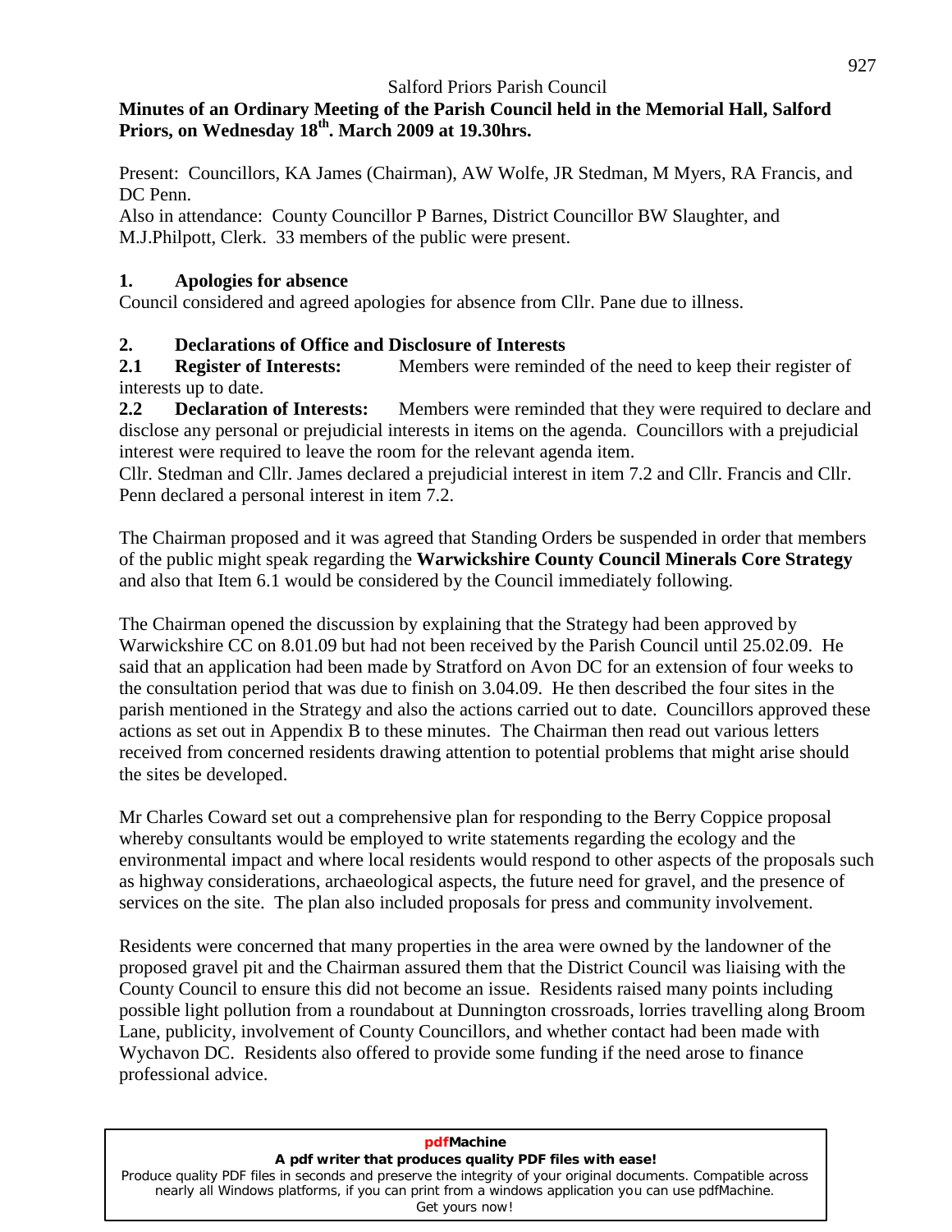Salford Priors Parish Council

**Minutes of an Ordinary Meeting of the Parish Council held in the Memorial Hall, Salford Priors, on Wednesday 18th. March 2009 at 19.30hrs.**

Present: Councillors, KA James (Chairman), AW Wolfe, JR Stedman, M Myers, RA Francis, and DC Penn.

Also in attendance: County Councillor P Barnes, District Councillor BW Slaughter, and M.J.Philpott, Clerk. 33 members of the public were present.

## 1. Apologies for absence

Council considered and agreed apologies for absence from Cllr. Pane due to illness.

## 2. Declarations of Office and Disclosure of Interests

**2.1 Register of Interests:** Members were reminded of the need to keep their register of interests up to date.

**2.2 Declaration of Interests:** Members were reminded that they were required to declare and disclose any personal or prejudicial interests in items on the agenda. Councillors with a prejudicial interest were required to leave the room for the relevant agenda item.

Cllr. Stedman and Cllr. James declared a prejudicial interest in item 7.2 and Cllr. Francis and Cllr. Penn declared a personal interest in item 7.2.

The Chairman proposed and it was agreed that Standing Orders be suspended in order that members of the public might speak regarding the **Warwickshire County Council Minerals Core Strategy** and also that Item 6.1 would be considered by the Council immediately following.

The Chairman opened the discussion by explaining that the Strategy had been approved by Warwickshire CC on 8.01.09 but had not been received by the Parish Council until 25.02.09. He said that an application had been made by Stratford on Avon DC for an extension of four weeks to the consultation period that was due to finish on 3.04.09. He then described the four sites in the parish mentioned in the Strategy and also the actions carried out to date. Councillors approved these actions as set out in Appendix B to these minutes. The Chairman then read out various letters received from concerned residents drawing attention to potential problems that might arise should the sites be developed.

Mr Charles Coward set out a comprehensive plan for responding to the Berry Coppice proposal whereby consultants would be employed to write statements regarding the ecology and the environmental impact and where local residents would respond to other aspects of the proposals such as highway considerations, archaeological aspects, the future need for gravel, and the presence of services on the site. The plan also included proposals for press and community involvement.

Residents were concerned that many properties in the area were owned by the landowner of the proposed gravel pit and the Chairman assured them that the District Council was liaising with the County Council to ensure this did not become an issue. Residents raised many points including possible light pollution from a roundabout at Dunnington crossroads, lorries travelling along Broom Lane, publicity, involvement of County Councillors, and whether contact had been made with Wychavon DC. Residents also offered to provide some funding if the need arose to finance professional advice.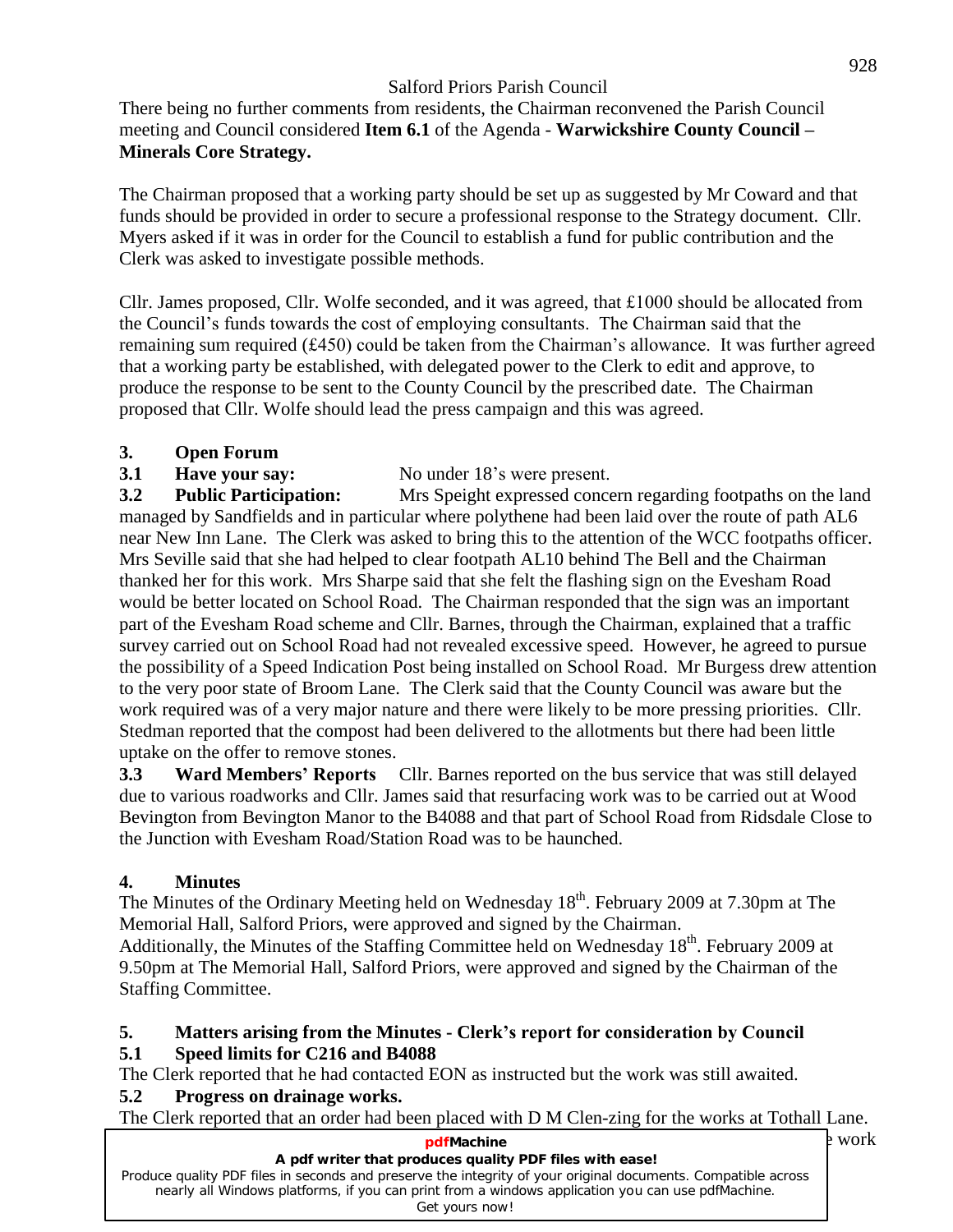There being no further comments from residents, the Chairman reconvened the Parish Council meeting and Council considered **Item 6.1** of the Agenda - **Warwickshire County Council – Minerals Core Strategy.**

The Chairman proposed that a working party should be set up as suggested by Mr Coward and that funds should be provided in order to secure a professional response to the Strategy document. Cllr. Myers asked if it was in order for the Council to establish a fund for public contribution and the Clerk was asked to investigate possible methods.

Cllr. James proposed, Cllr. Wolfe seconded, and it was agreed, that £1000 should be allocated from the Council's funds towards the cost of employing consultants. The Chairman said that the remaining sum required (£450) could be taken from the Chairman's allowance. It was further agreed that a working party be established, with delegated power to the Clerk to edit and approve, to produce the response to be sent to the County Council by the prescribed date. The Chairman proposed that Cllr. Wolfe should lead the press campaign and this was agreed.

## 3. Open Forum

**3.1 Have your say:** No under 18's were present.

**3.2 Public Participation:** Mrs Speight expressed concern regarding footpaths on the land managed by Sandfields and in particular where polythene had been laid over the route of path AL6 near New Inn Lane. The Clerk was asked to bring this to the attention of the WCC footpaths officer. Mrs Seville said that she had helped to clear footpath AL10 behind The Bell and the Chairman thanked her for this work. Mrs Sharpe said that she felt the flashing sign on the Evesham Road would be better located on School Road. The Chairman responded that the sign was an important part of the Evesham Road scheme and Cllr. Barnes, through the Chairman, explained that a traffic survey carried out on School Road had not revealed excessive speed. However, he agreed to pursue the possibility of a Speed Indication Post being installed on School Road. Mr Burgess drew attention to the very poor state of Broom Lane. The Clerk said that the County Council was aware but the work required was of a very major nature and there were likely to be more pressing priorities. Cllr. Stedman reported that the compost had been delivered to the allotments but there had been little uptake on the offer to remove stones.

**3.3 Ward Members' Reports** Cllr. Barnes reported on the bus service that was still delayed due to various roadworks and Cllr. James said that resurfacing work was to be carried out at Wood Bevington from Bevington Manor to the B4088 and that part of School Road from Ridsdale Close to the Junction with Evesham Road/Station Road was to be haunched.

## 4. Minutes

The Minutes of the Ordinary Meeting held on Wednesday 18th. February 2009 at 7.30pm at The Memorial Hall, Salford Priors, were approved and signed by the Chairman.
Additionally, the Minutes of the Staffing Committee held on Wednesday 18th. February 2009 at 9.50pm at The Memorial Hall, Salford Priors, were approved and signed by the Chairman of the Staffing Committee.

## 5. Matters arising from the Minutes - Clerk's report for consideration by Council

### 5.1 Speed limits for C216 and B4088

The Clerk reported that he had contacted EON as instructed but the work was still awaited.

### 5.2 Progress on drainage works.

The Clerk reported that an order had been placed with D M Clen-zing for the works at Tothall Lane. ... work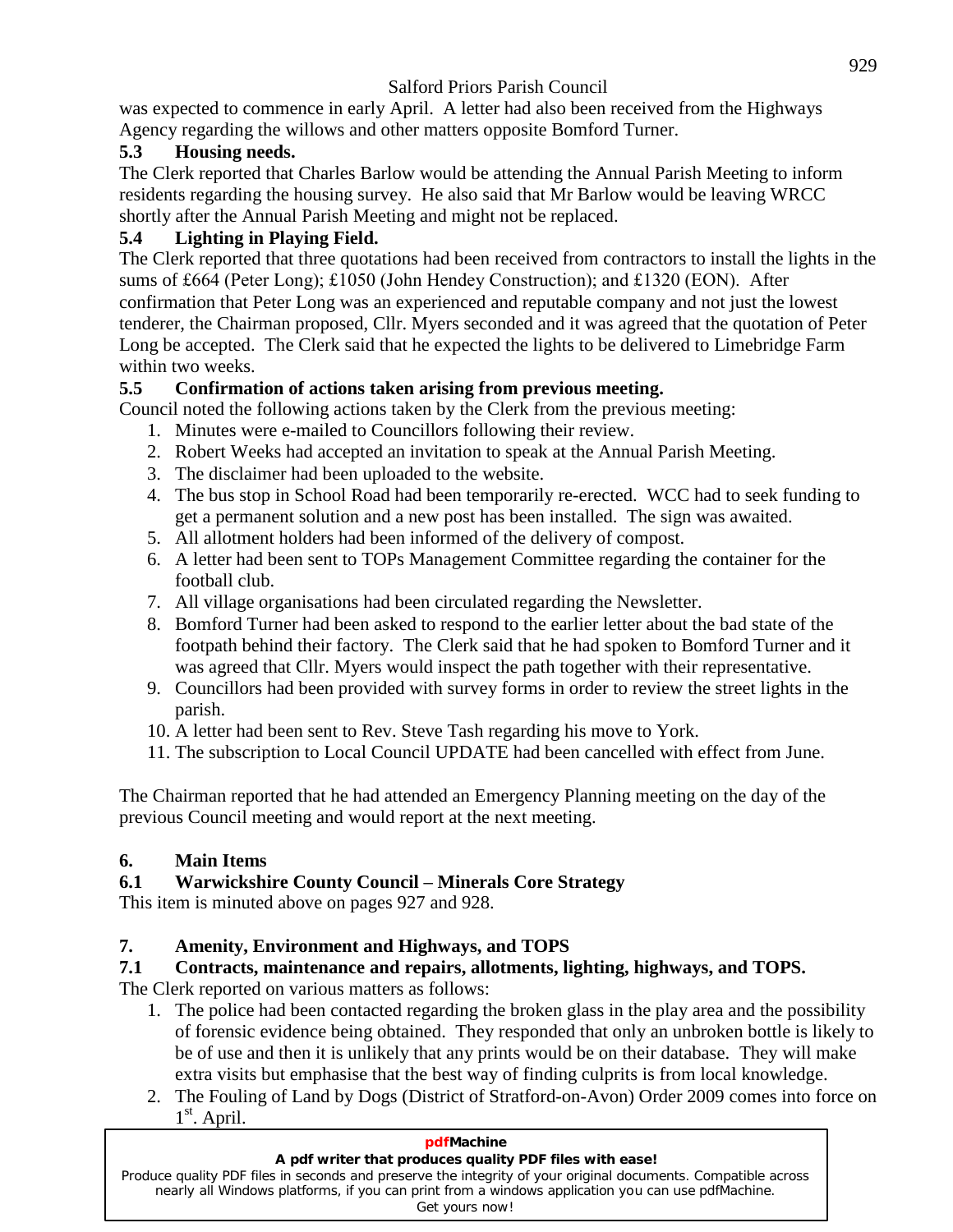was expected to commence in early April. A letter had also been received from the Highways Agency regarding the willows and other matters opposite Bomford Turner.

### 5.3 Housing needs.

The Clerk reported that Charles Barlow would be attending the Annual Parish Meeting to inform residents regarding the housing survey. He also said that Mr Barlow would be leaving WRCC shortly after the Annual Parish Meeting and might not be replaced.

### 5.4 Lighting in Playing Field.

The Clerk reported that three quotations had been received from contractors to install the lights in the sums of £664 (Peter Long); £1050 (John Hendey Construction); and £1320 (EON). After confirmation that Peter Long was an experienced and reputable company and not just the lowest tenderer, the Chairman proposed, Cllr. Myers seconded and it was agreed that the quotation of Peter Long be accepted. The Clerk said that he expected the lights to be delivered to Limebridge Farm within two weeks.

### 5.5 Confirmation of actions taken arising from previous meeting.

Council noted the following actions taken by the Clerk from the previous meeting:

1. Minutes were e-mailed to Councillors following their review.
2. Robert Weeks had accepted an invitation to speak at the Annual Parish Meeting.
3. The disclaimer had been uploaded to the website.
4. The bus stop in School Road had been temporarily re-erected. WCC had to seek funding to get a permanent solution and a new post has been installed. The sign was awaited.
5. All allotment holders had been informed of the delivery of compost.
6. A letter had been sent to TOPs Management Committee regarding the container for the football club.
7. All village organisations had been circulated regarding the Newsletter.
8. Bomford Turner had been asked to respond to the earlier letter about the bad state of the footpath behind their factory. The Clerk said that he had spoken to Bomford Turner and it was agreed that Cllr. Myers would inspect the path together with their representative.
9. Councillors had been provided with survey forms in order to review the street lights in the parish.
10. A letter had been sent to Rev. Steve Tash regarding his move to York.
11. The subscription to Local Council UPDATE had been cancelled with effect from June.

The Chairman reported that he had attended an Emergency Planning meeting on the day of the previous Council meeting and would report at the next meeting.

## 6. Main Items

### 6.1 Warwickshire County Council – Minerals Core Strategy

This item is minuted above on pages 927 and 928.

## 7. Amenity, Environment and Highways, and TOPS

### 7.1 Contracts, maintenance and repairs, allotments, lighting, highways, and TOPS.

The Clerk reported on various matters as follows:

1. The police had been contacted regarding the broken glass in the play area and the possibility of forensic evidence being obtained. They responded that only an unbroken bottle is likely to be of use and then it is unlikely that any prints would be on their database. They will make extra visits but emphasise that the best way of finding culprits is from local knowledge.
2. The Fouling of Land by Dogs (District of Stratford-on-Avon) Order 2009 comes into force on 1st. April.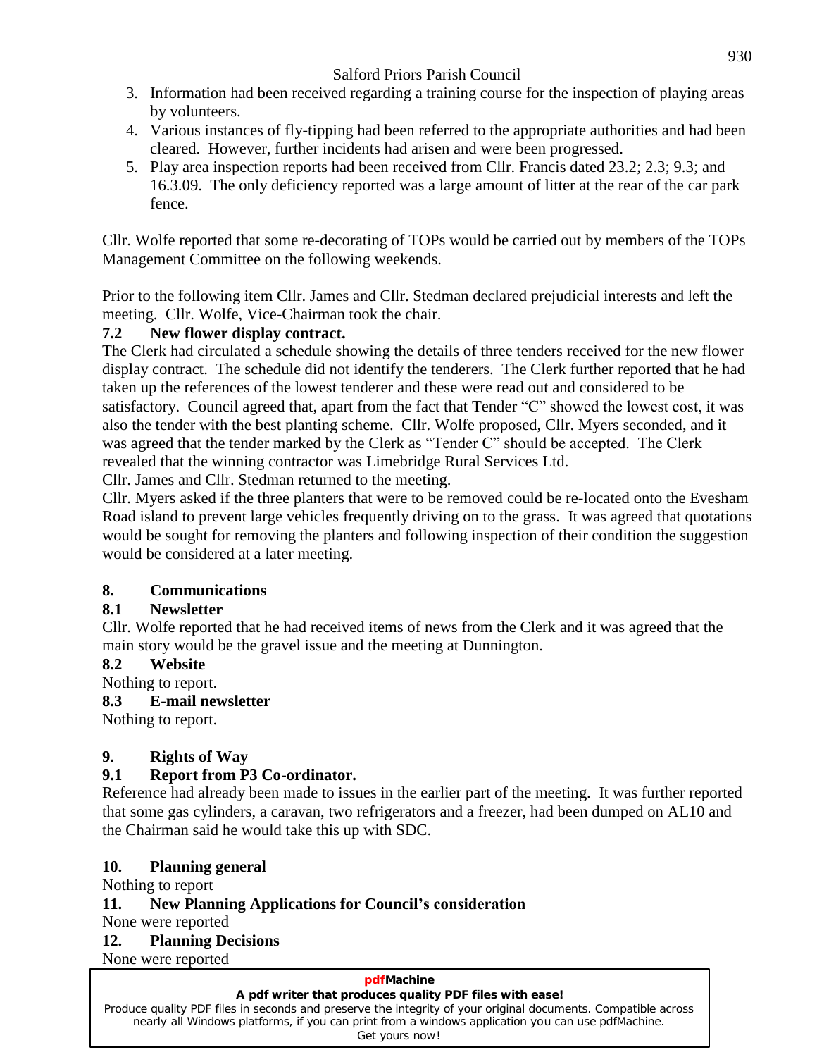3. Information had been received regarding a training course for the inspection of playing areas by volunteers.
4. Various instances of fly-tipping had been referred to the appropriate authorities and had been cleared. However, further incidents had arisen and were been progressed.
5. Play area inspection reports had been received from Cllr. Francis dated 23.2; 2.3; 9.3; and 16.3.09. The only deficiency reported was a large amount of litter at the rear of the car park fence.

Cllr. Wolfe reported that some re-decorating of TOPs would be carried out by members of the TOPs Management Committee on the following weekends.

Prior to the following item Cllr. James and Cllr. Stedman declared prejudicial interests and left the meeting. Cllr. Wolfe, Vice-Chairman took the chair.

**7.2 New flower display contract.**

The Clerk had circulated a schedule showing the details of three tenders received for the new flower display contract. The schedule did not identify the tenderers. The Clerk further reported that he had taken up the references of the lowest tenderer and these were read out and considered to be satisfactory. Council agreed that, apart from the fact that Tender "C" showed the lowest cost, it was also the tender with the best planting scheme. Cllr. Wolfe proposed, Cllr. Myers seconded, and it was agreed that the tender marked by the Clerk as "Tender C" should be accepted. The Clerk revealed that the winning contractor was Limebridge Rural Services Ltd.

Cllr. James and Cllr. Stedman returned to the meeting.

Cllr. Myers asked if the three planters that were to be removed could be re-located onto the Evesham Road island to prevent large vehicles frequently driving on to the grass. It was agreed that quotations would be sought for removing the planters and following inspection of their condition the suggestion would be considered at a later meeting.

## 8. Communications

**8.1 Newsletter**

Cllr. Wolfe reported that he had received items of news from the Clerk and it was agreed that the main story would be the gravel issue and the meeting at Dunnington.

**8.2 Website**

Nothing to report.

**8.3 E-mail newsletter**

Nothing to report.

## 9. Rights of Way

**9.1 Report from P3 Co-ordinator.**

Reference had already been made to issues in the earlier part of the meeting. It was further reported that some gas cylinders, a caravan, two refrigerators and a freezer, had been dumped on AL10 and the Chairman said he would take this up with SDC.

## 10. Planning general

Nothing to report

## 11. New Planning Applications for Council's consideration

None were reported

## 12. Planning Decisions

None were reported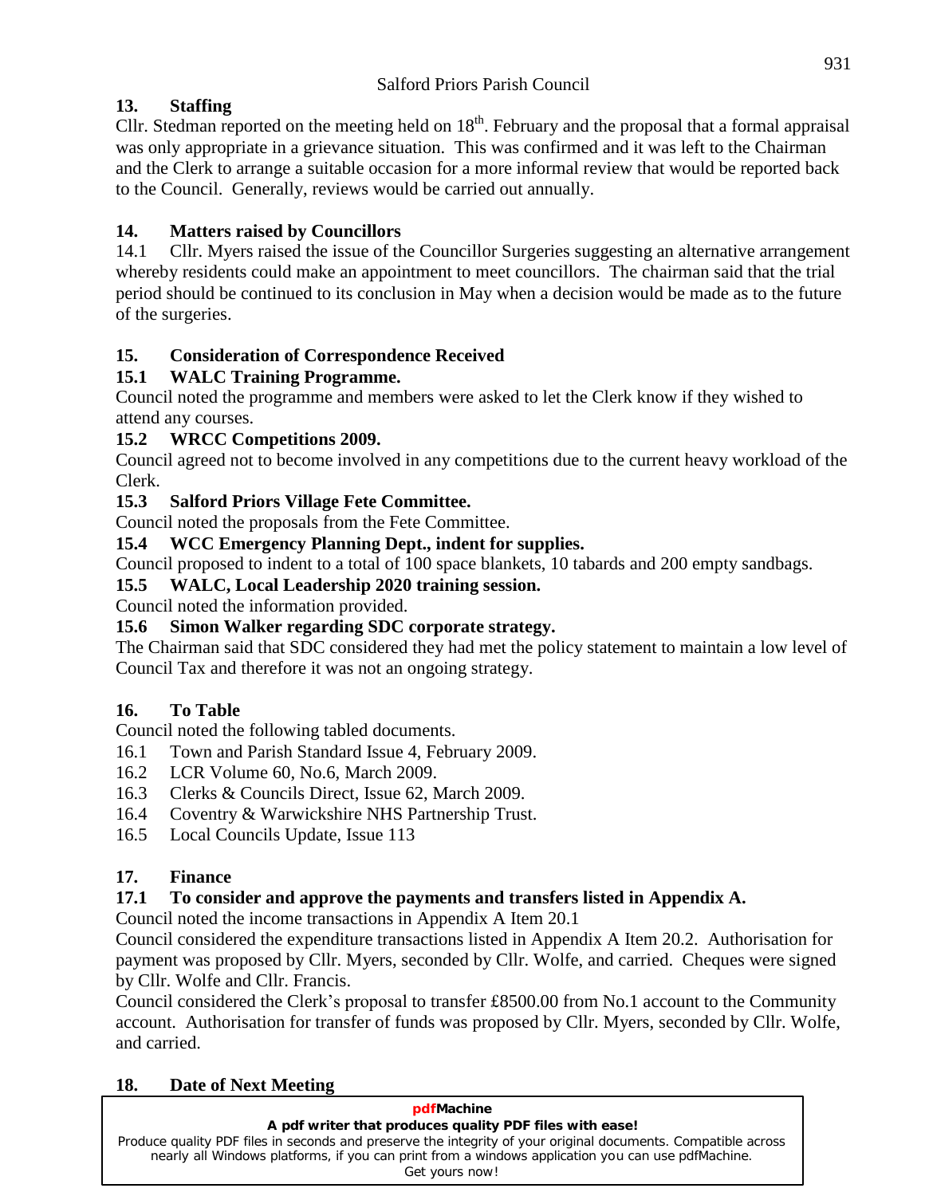## 13. Staffing

Cllr. Stedman reported on the meeting held on 18th. February and the proposal that a formal appraisal was only appropriate in a grievance situation. This was confirmed and it was left to the Chairman and the Clerk to arrange a suitable occasion for a more informal review that would be reported back to the Council. Generally, reviews would be carried out annually.

## 14. Matters raised by Councillors

14.1 Cllr. Myers raised the issue of the Councillor Surgeries suggesting an alternative arrangement whereby residents could make an appointment to meet councillors. The chairman said that the trial period should be continued to its conclusion in May when a decision would be made as to the future of the surgeries.

## 15. Consideration of Correspondence Received

### 15.1 WALC Training Programme.

Council noted the programme and members were asked to let the Clerk know if they wished to attend any courses.

### 15.2 WRCC Competitions 2009.

Council agreed not to become involved in any competitions due to the current heavy workload of the Clerk.

### 15.3 Salford Priors Village Fete Committee.

Council noted the proposals from the Fete Committee.

### 15.4 WCC Emergency Planning Dept., indent for supplies.

Council proposed to indent to a total of 100 space blankets, 10 tabards and 200 empty sandbags.

### 15.5 WALC, Local Leadership 2020 training session.

Council noted the information provided.

### 15.6 Simon Walker regarding SDC corporate strategy.

The Chairman said that SDC considered they had met the policy statement to maintain a low level of Council Tax and therefore it was not an ongoing strategy.

## 16. To Table

Council noted the following tabled documents.

16.1 Town and Parish Standard Issue 4, February 2009.
16.2 LCR Volume 60, No.6, March 2009.
16.3 Clerks & Councils Direct, Issue 62, March 2009.
16.4 Coventry & Warwickshire NHS Partnership Trust.
16.5 Local Councils Update, Issue 113

## 17. Finance

### 17.1 To consider and approve the payments and transfers listed in Appendix A.

Council noted the income transactions in Appendix A Item 20.1

Council considered the expenditure transactions listed in Appendix A Item 20.2. Authorisation for payment was proposed by Cllr. Myers, seconded by Cllr. Wolfe, and carried. Cheques were signed by Cllr. Wolfe and Cllr. Francis.

Council considered the Clerk's proposal to transfer £8500.00 from No.1 account to the Community account. Authorisation for transfer of funds was proposed by Cllr. Myers, seconded by Cllr. Wolfe, and carried.

## 18. Date of Next Meeting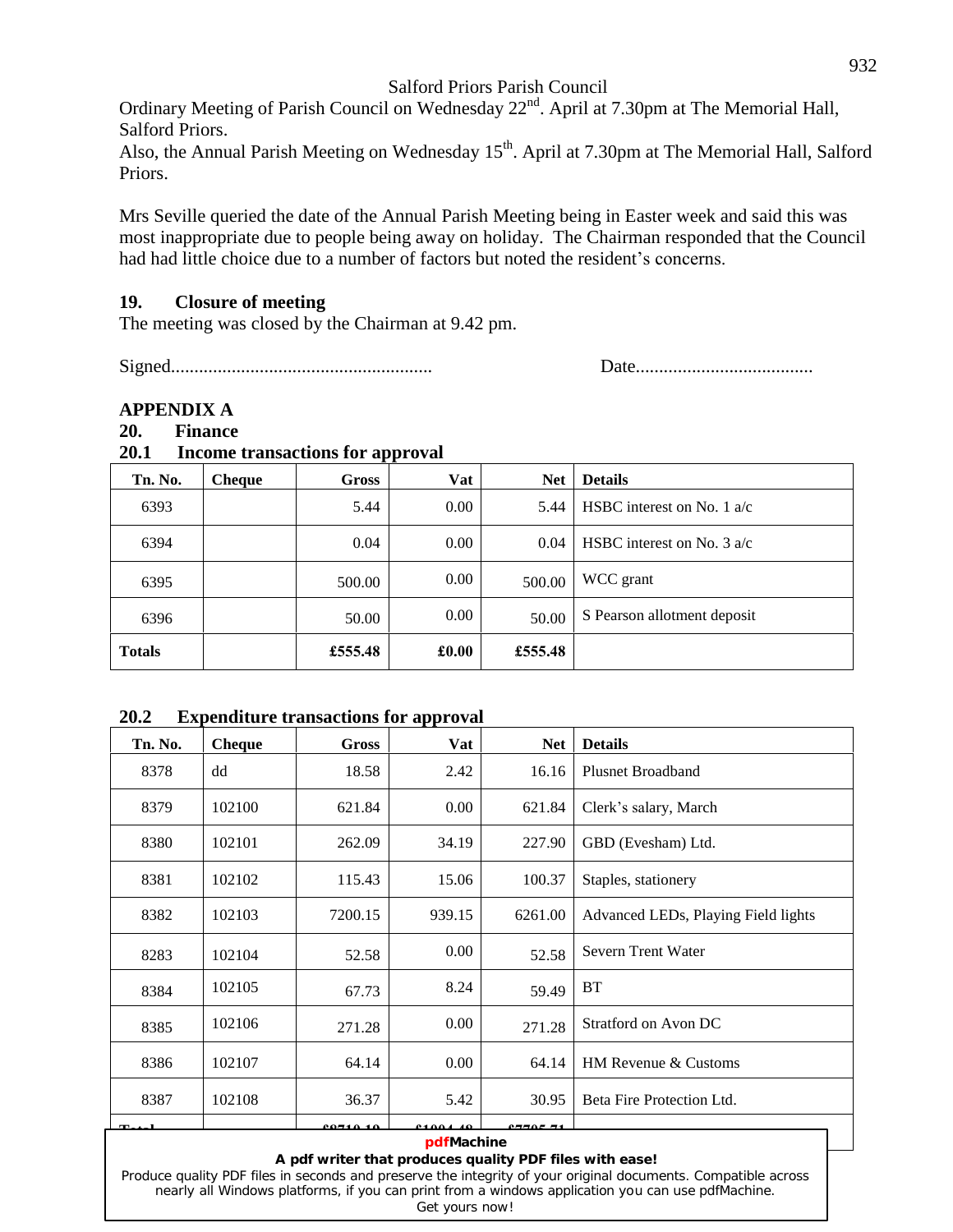Salford Priors Parish Council

Ordinary Meeting of Parish Council on Wednesday 22nd. April at 7.30pm at The Memorial Hall, Salford Priors.

Also, the Annual Parish Meeting on Wednesday 15th. April at 7.30pm at The Memorial Hall, Salford Priors.

Mrs Seville queried the date of the Annual Parish Meeting being in Easter week and said this was most inappropriate due to people being away on holiday. The Chairman responded that the Council had had little choice due to a number of factors but noted the resident's concerns.

## 19. Closure of meeting

The meeting was closed by the Chairman at 9.42 pm.

Signed........................................................ Date......................................

## APPENDIX A

## 20. Finance

### 20.1 Income transactions for approval

| Tn. No. | Cheque | Gross | Vat | Net | Details |
|---|---|---|---|---|---|
| 6393 | | 5.44 | 0.00 | 5.44 | HSBC interest on No. 1 a/c |
| 6394 | | 0.04 | 0.00 | 0.04 | HSBC interest on No. 3 a/c |
| 6395 | | 500.00 | 0.00 | 500.00 | WCC grant |
| 6396 | | 50.00 | 0.00 | 50.00 | S Pearson allotment deposit |
| **Totals** | | **£555.48** | **£0.00** | **£555.48** | |

### 20.2 Expenditure transactions for approval

| Tn. No. | Cheque | Gross | Vat | Net | Details |
|---|---|---|---|---|---|
| 8378 | dd | 18.58 | 2.42 | 16.16 | Plusnet Broadband |
| 8379 | 102100 | 621.84 | 0.00 | 621.84 | Clerk's salary, March |
| 8380 | 102101 | 262.09 | 34.19 | 227.90 | GBD (Evesham) Ltd. |
| 8381 | 102102 | 115.43 | 15.06 | 100.37 | Staples, stationery |
| 8382 | 102103 | 7200.15 | 939.15 | 6261.00 | Advanced LEDs, Playing Field lights |
| 8283 | 102104 | 52.58 | 0.00 | 52.58 | Severn Trent Water |
| 8384 | 102105 | 67.73 | 8.24 | 59.49 | BT |
| 8385 | 102106 | 271.28 | 0.00 | 271.28 | Stratford on Avon DC |
| 8386 | 102107 | 64.14 | 0.00 | 64.14 | HM Revenue & Customs |
| 8387 | 102108 | 36.37 | 5.42 | 30.95 | Beta Fire Protection Ltd. |
| **Total** | | **£8710.19** | **£1004.48** | **£7705.71** | |

**pdfMachine**
**A pdf writer that produces quality PDF files with ease!**
Produce quality PDF files in seconds and preserve the integrity of your original documents. Compatible across nearly all Windows platforms, if you can print from a windows application you can use pdfMachine.
Get yours now!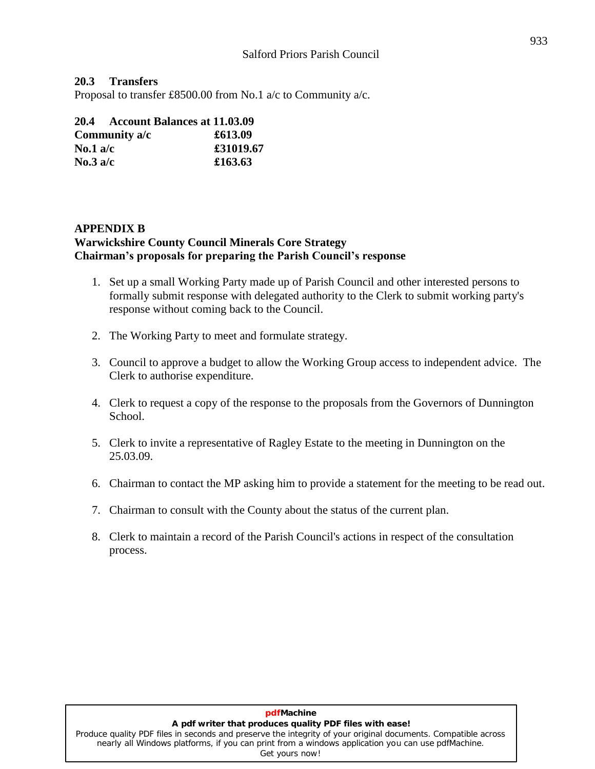**20.3 Transfers**

Proposal to transfer £8500.00 from No.1 a/c to Community a/c.

**20.4 Account Balances at 11.03.09**

| | |
|---|---|
| **Community a/c** | **£613.09** |
| **No.1 a/c** | **£31019.67** |
| **No.3 a/c** | **£163.63** |

**APPENDIX B**
**Warwickshire County Council Minerals Core Strategy**
**Chairman's proposals for preparing the Parish Council's response**

1. Set up a small Working Party made up of Parish Council and other interested persons to formally submit response with delegated authority to the Clerk to submit working party's response without coming back to the Council.

2. The Working Party to meet and formulate strategy.

3. Council to approve a budget to allow the Working Group access to independent advice. The Clerk to authorise expenditure.

4. Clerk to request a copy of the response to the proposals from the Governors of Dunnington School.

5. Clerk to invite a representative of Ragley Estate to the meeting in Dunnington on the 25.03.09.

6. Chairman to contact the MP asking him to provide a statement for the meeting to be read out.

7. Chairman to consult with the County about the status of the current plan.

8. Clerk to maintain a record of the Parish Council's actions in respect of the consultation process.